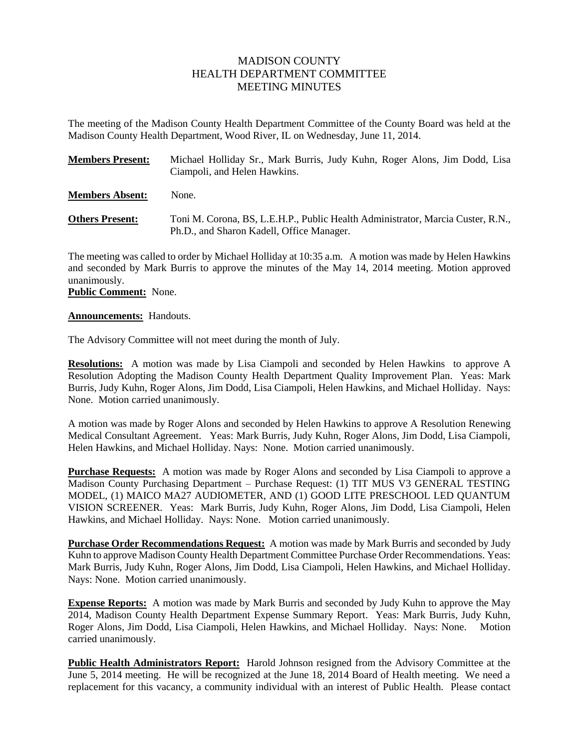# MADISON COUNTY
# HEALTH DEPARTMENT COMMITTEE
# MEETING MINUTES

The meeting of the Madison County Health Department Committee of the County Board was held at the Madison County Health Department, Wood River, IL on Wednesday, June 11, 2014.

**Members Present:** Michael Holliday Sr., Mark Burris, Judy Kuhn, Roger Alons, Jim Dodd, Lisa Ciampoli, and Helen Hawkins.

**Members Absent:** None.

**Others Present:** Toni M. Corona, BS, L.E.H.P., Public Health Administrator, Marcia Custer, R.N., Ph.D., and Sharon Kadell, Office Manager.

The meeting was called to order by Michael Holliday at 10:35 a.m. A motion was made by Helen Hawkins and seconded by Mark Burris to approve the minutes of the May 14, 2014 meeting. Motion approved unanimously.

**Public Comment:** None.

**Announcements:** Handouts.

The Advisory Committee will not meet during the month of July.

**Resolutions:** A motion was made by Lisa Ciampoli and seconded by Helen Hawkins to approve A Resolution Adopting the Madison County Health Department Quality Improvement Plan. Yeas: Mark Burris, Judy Kuhn, Roger Alons, Jim Dodd, Lisa Ciampoli, Helen Hawkins, and Michael Holliday. Nays: None. Motion carried unanimously.

A motion was made by Roger Alons and seconded by Helen Hawkins to approve A Resolution Renewing Medical Consultant Agreement. Yeas: Mark Burris, Judy Kuhn, Roger Alons, Jim Dodd, Lisa Ciampoli, Helen Hawkins, and Michael Holliday. Nays: None. Motion carried unanimously.

**Purchase Requests:** A motion was made by Roger Alons and seconded by Lisa Ciampoli to approve a Madison County Purchasing Department – Purchase Request: (1) TIT MUS V3 GENERAL TESTING MODEL, (1) MAICO MA27 AUDIOMETER, AND (1) GOOD LITE PRESCHOOL LED QUANTUM VISION SCREENER. Yeas: Mark Burris, Judy Kuhn, Roger Alons, Jim Dodd, Lisa Ciampoli, Helen Hawkins, and Michael Holliday. Nays: None. Motion carried unanimously.

**Purchase Order Recommendations Request:** A motion was made by Mark Burris and seconded by Judy Kuhn to approve Madison County Health Department Committee Purchase Order Recommendations. Yeas: Mark Burris, Judy Kuhn, Roger Alons, Jim Dodd, Lisa Ciampoli, Helen Hawkins, and Michael Holliday. Nays: None. Motion carried unanimously.

**Expense Reports:** A motion was made by Mark Burris and seconded by Judy Kuhn to approve the May 2014, Madison County Health Department Expense Summary Report. Yeas: Mark Burris, Judy Kuhn, Roger Alons, Jim Dodd, Lisa Ciampoli, Helen Hawkins, and Michael Holliday. Nays: None. Motion carried unanimously.

**Public Health Administrators Report:** Harold Johnson resigned from the Advisory Committee at the June 5, 2014 meeting. He will be recognized at the June 18, 2014 Board of Health meeting. We need a replacement for this vacancy, a community individual with an interest of Public Health. Please contact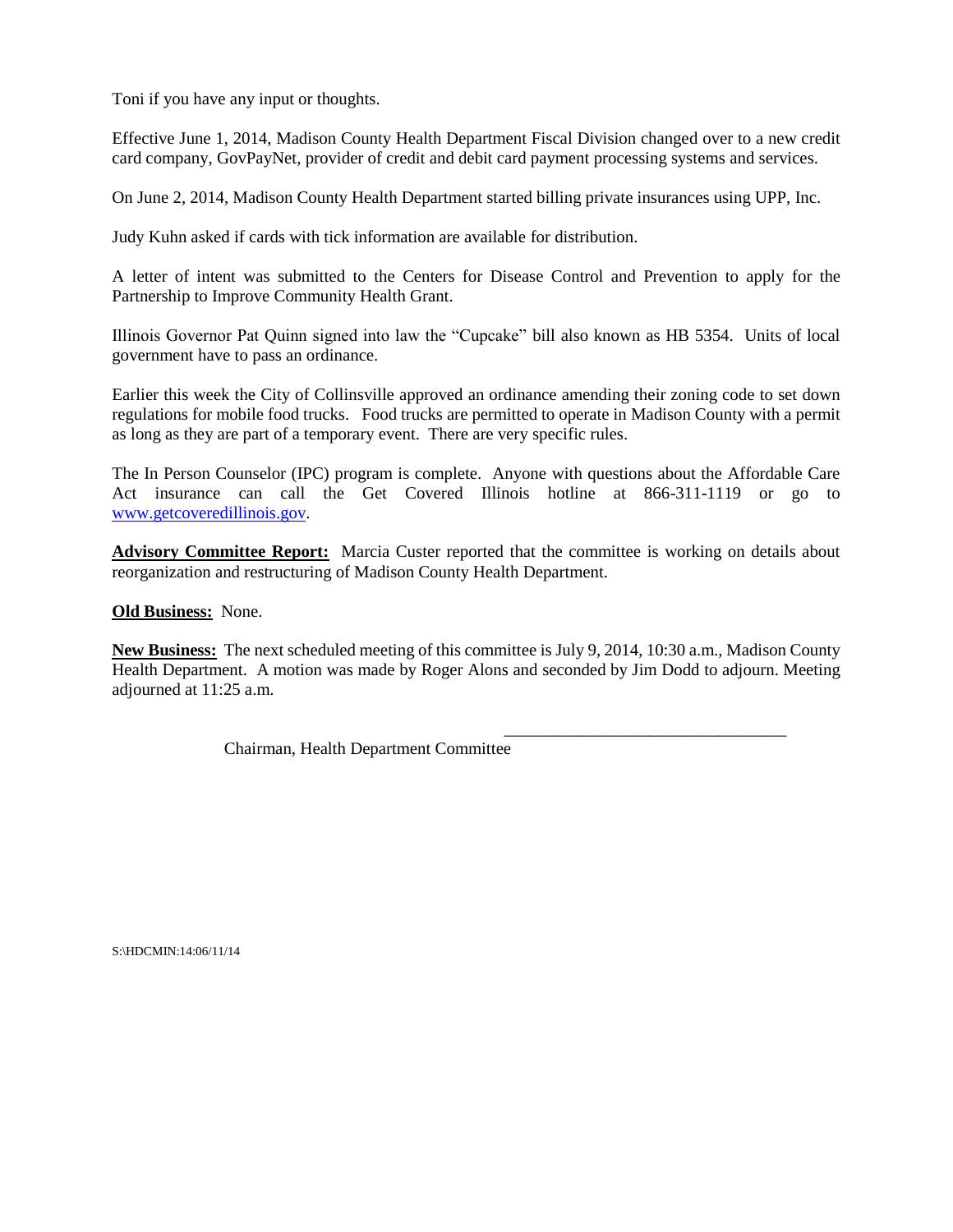Toni if you have any input or thoughts.

Effective June 1, 2014, Madison County Health Department Fiscal Division changed over to a new credit card company, GovPayNet, provider of credit and debit card payment processing systems and services.

On June 2, 2014, Madison County Health Department started billing private insurances using UPP, Inc.

Judy Kuhn asked if cards with tick information are available for distribution.

A letter of intent was submitted to the Centers for Disease Control and Prevention to apply for the Partnership to Improve Community Health Grant.

Illinois Governor Pat Quinn signed into law the "Cupcake" bill also known as HB 5354. Units of local government have to pass an ordinance.

Earlier this week the City of Collinsville approved an ordinance amending their zoning code to set down regulations for mobile food trucks. Food trucks are permitted to operate in Madison County with a permit as long as they are part of a temporary event. There are very specific rules.

The In Person Counselor (IPC) program is complete. Anyone with questions about the Affordable Care Act insurance can call the Get Covered Illinois hotline at 866-311-1119 or go to www.getcoveredillinois.gov.

**Advisory Committee Report:** Marcia Custer reported that the committee is working on details about reorganization and restructuring of Madison County Health Department.

**Old Business:** None.

**New Business:** The next scheduled meeting of this committee is July 9, 2014, 10:30 a.m., Madison County Health Department. A motion was made by Roger Alons and seconded by Jim Dodd to adjourn. Meeting adjourned at 11:25 a.m.

\_\_\_\_\_\_\_\_\_\_\_\_\_\_\_\_\_\_\_\_\_\_\_\_\_\_\_\_\_\_\_\_\_\_

Chairman, Health Department Committee

S:\HDCMIN:14:06/11/14